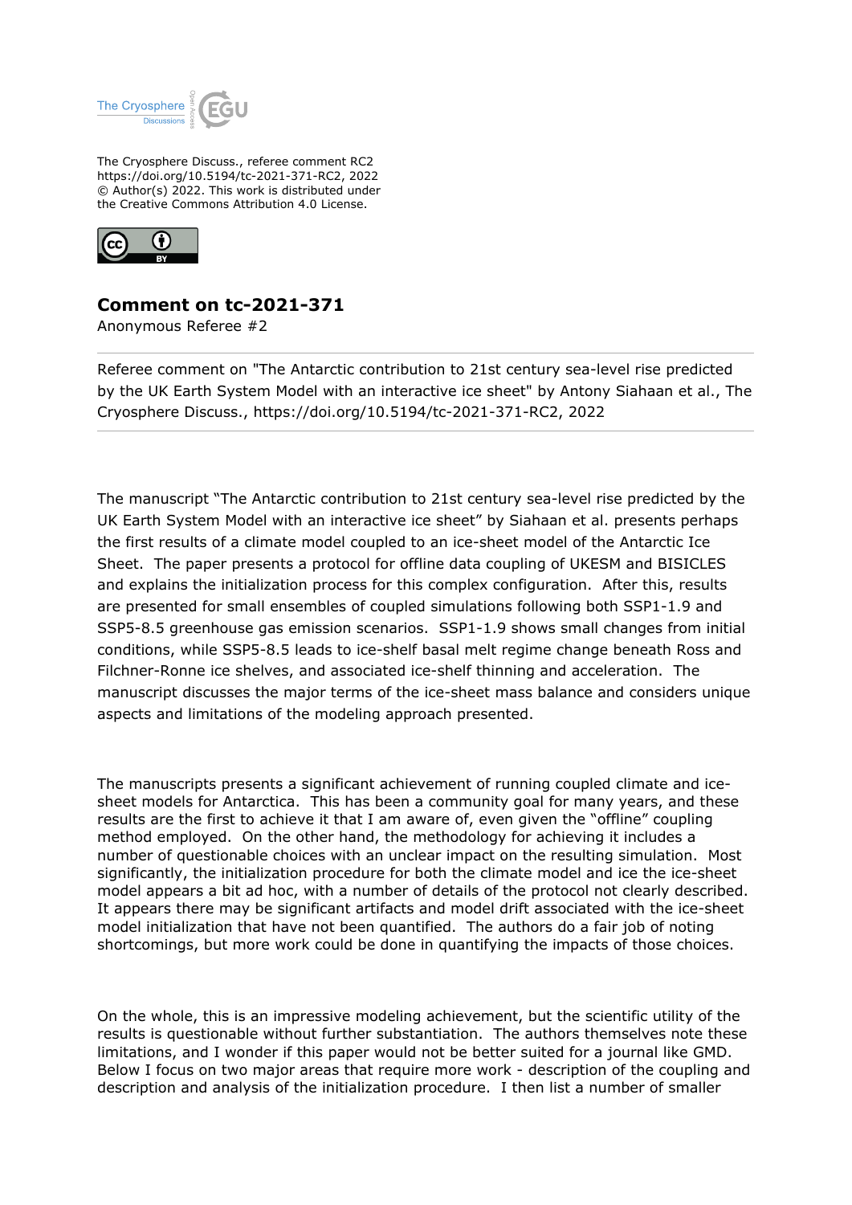The Cryosphere Discuss., referee comment RC2
https://doi.org/10.5194/tc-2021-371-RC2, 2022
© Author(s) 2022. This work is distributed under
the Creative Commons Attribution 4.0 License.

## Comment on tc-2021-371

Anonymous Referee #2

Referee comment on "The Antarctic contribution to 21st century sea-level rise predicted by the UK Earth System Model with an interactive ice sheet" by Antony Siahaan et al., The Cryosphere Discuss., https://doi.org/10.5194/tc-2021-371-RC2, 2022

---

The manuscript "The Antarctic contribution to 21st century sea-level rise predicted by the UK Earth System Model with an interactive ice sheet" by Siahaan et al. presents perhaps the first results of a climate model coupled to an ice-sheet model of the Antarctic Ice Sheet. The paper presents a protocol for offline data coupling of UKESM and BISICLES and explains the initialization process for this complex configuration. After this, results are presented for small ensembles of coupled simulations following both SSP1-1.9 and SSP5-8.5 greenhouse gas emission scenarios. SSP1-1.9 shows small changes from initial conditions, while SSP5-8.5 leads to ice-shelf basal melt regime change beneath Ross and Filchner-Ronne ice shelves, and associated ice-shelf thinning and acceleration. The manuscript discusses the major terms of the ice-sheet mass balance and considers unique aspects and limitations of the modeling approach presented.

The manuscripts presents a significant achievement of running coupled climate and ice-sheet models for Antarctica. This has been a community goal for many years, and these results are the first to achieve it that I am aware of, even given the "offline" coupling method employed. On the other hand, the methodology for achieving it includes a number of questionable choices with an unclear impact on the resulting simulation. Most significantly, the initialization procedure for both the climate model and ice the ice-sheet model appears a bit ad hoc, with a number of details of the protocol not clearly described. It appears there may be significant artifacts and model drift associated with the ice-sheet model initialization that have not been quantified. The authors do a fair job of noting shortcomings, but more work could be done in quantifying the impacts of those choices.

On the whole, this is an impressive modeling achievement, but the scientific utility of the results is questionable without further substantiation. The authors themselves note these limitations, and I wonder if this paper would not be better suited for a journal like GMD. Below I focus on two major areas that require more work - description of the coupling and description and analysis of the initialization procedure. I then list a number of smaller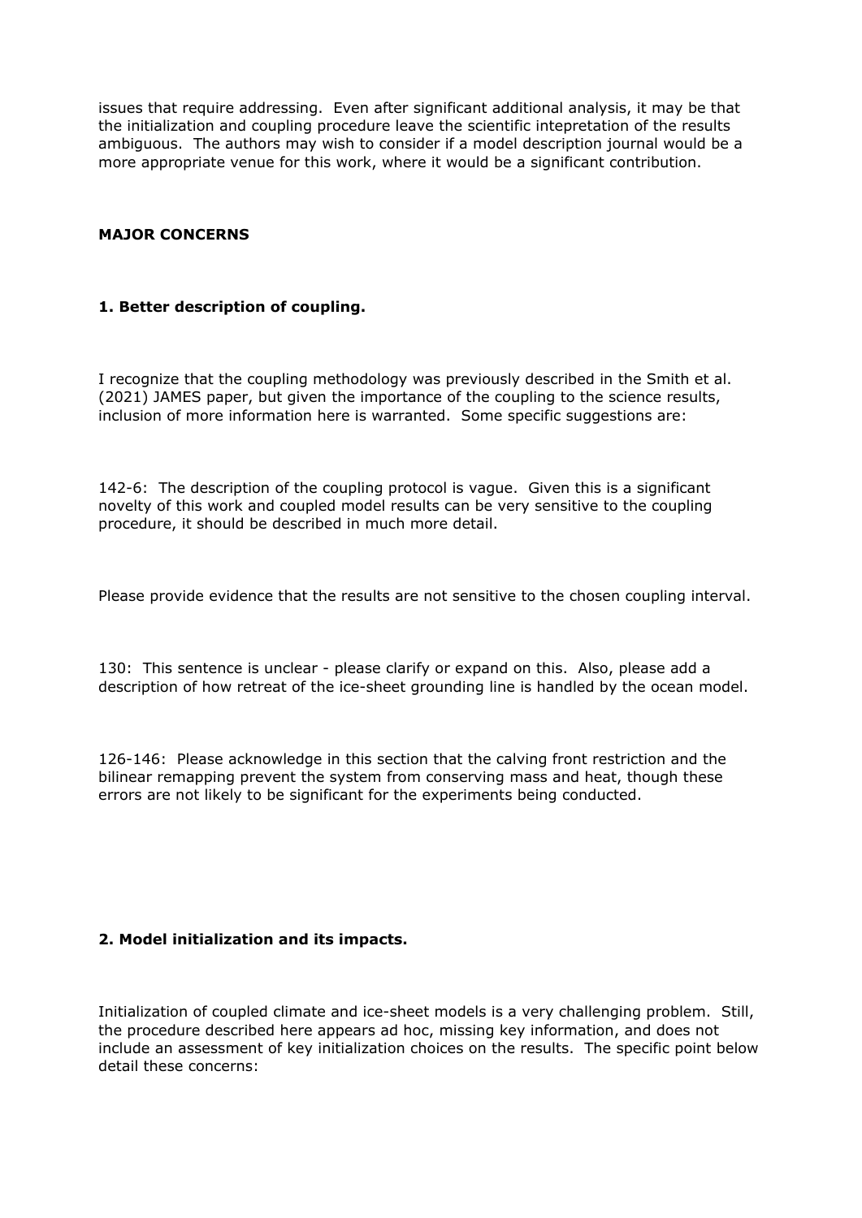issues that require addressing. Even after significant additional analysis, it may be that the initialization and coupling procedure leave the scientific intepretation of the results ambiguous. The authors may wish to consider if a model description journal would be a more appropriate venue for this work, where it would be a significant contribution.

**MAJOR CONCERNS**

**1. Better description of coupling.**

I recognize that the coupling methodology was previously described in the Smith et al. (2021) JAMES paper, but given the importance of the coupling to the science results, inclusion of more information here is warranted. Some specific suggestions are:

142-6: The description of the coupling protocol is vague. Given this is a significant novelty of this work and coupled model results can be very sensitive to the coupling procedure, it should be described in much more detail.

Please provide evidence that the results are not sensitive to the chosen coupling interval.

130: This sentence is unclear - please clarify or expand on this. Also, please add a description of how retreat of the ice-sheet grounding line is handled by the ocean model.

126-146: Please acknowledge in this section that the calving front restriction and the bilinear remapping prevent the system from conserving mass and heat, though these errors are not likely to be significant for the experiments being conducted.

**2. Model initialization and its impacts.**

Initialization of coupled climate and ice-sheet models is a very challenging problem. Still, the procedure described here appears ad hoc, missing key information, and does not include an assessment of key initialization choices on the results. The specific point below detail these concerns: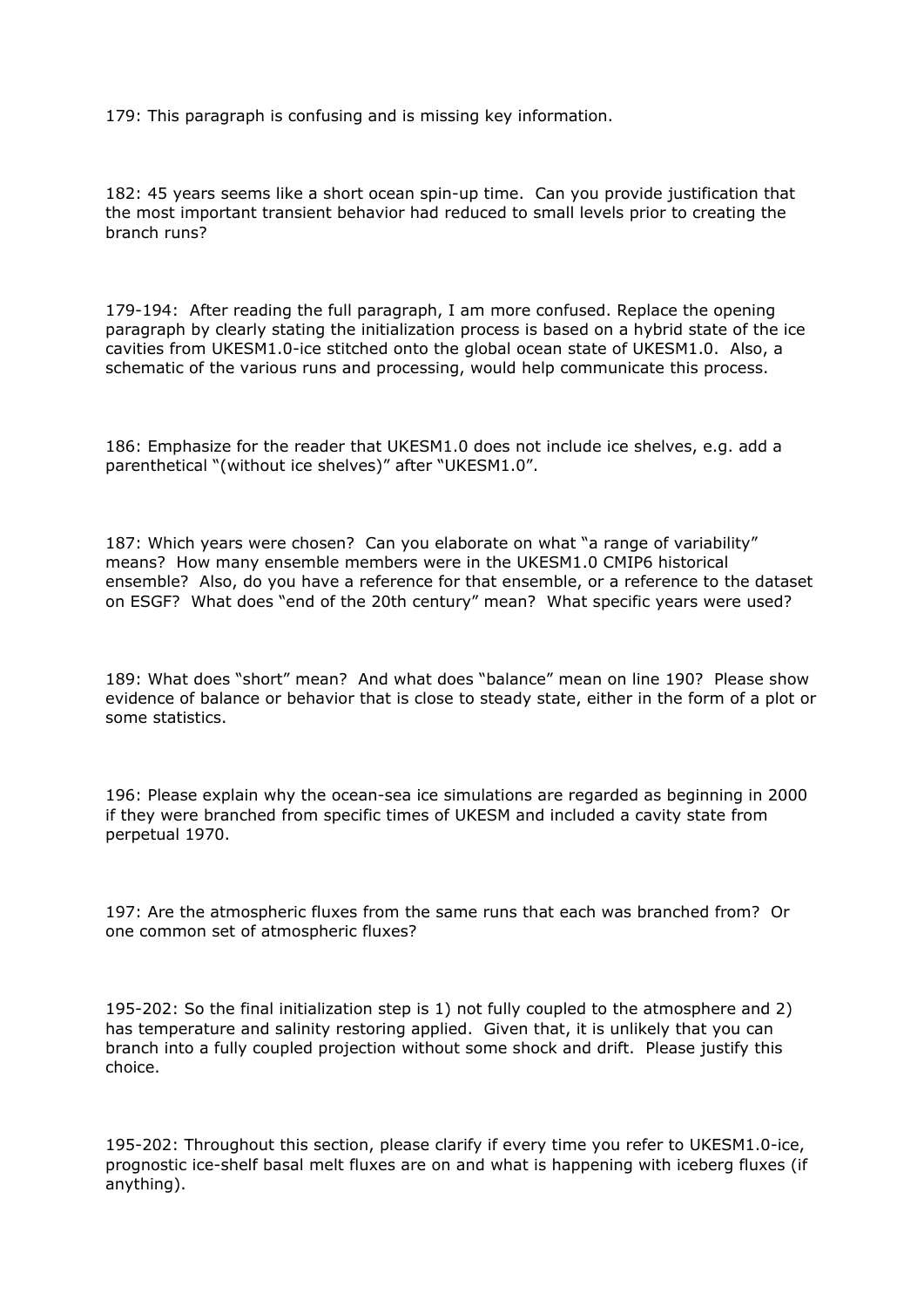179: This paragraph is confusing and is missing key information.

182: 45 years seems like a short ocean spin-up time. Can you provide justification that the most important transient behavior had reduced to small levels prior to creating the branch runs?

179-194: After reading the full paragraph, I am more confused. Replace the opening paragraph by clearly stating the initialization process is based on a hybrid state of the ice cavities from UKESM1.0-ice stitched onto the global ocean state of UKESM1.0. Also, a schematic of the various runs and processing, would help communicate this process.

186: Emphasize for the reader that UKESM1.0 does not include ice shelves, e.g. add a parenthetical "(without ice shelves)" after "UKESM1.0".

187: Which years were chosen? Can you elaborate on what "a range of variability" means? How many ensemble members were in the UKESM1.0 CMIP6 historical ensemble? Also, do you have a reference for that ensemble, or a reference to the dataset on ESGF? What does "end of the 20th century" mean? What specific years were used?

189: What does "short" mean? And what does "balance" mean on line 190? Please show evidence of balance or behavior that is close to steady state, either in the form of a plot or some statistics.

196: Please explain why the ocean-sea ice simulations are regarded as beginning in 2000 if they were branched from specific times of UKESM and included a cavity state from perpetual 1970.

197: Are the atmospheric fluxes from the same runs that each was branched from? Or one common set of atmospheric fluxes?

195-202: So the final initialization step is 1) not fully coupled to the atmosphere and 2) has temperature and salinity restoring applied. Given that, it is unlikely that you can branch into a fully coupled projection without some shock and drift. Please justify this choice.

195-202: Throughout this section, please clarify if every time you refer to UKESM1.0-ice, prognostic ice-shelf basal melt fluxes are on and what is happening with iceberg fluxes (if anything).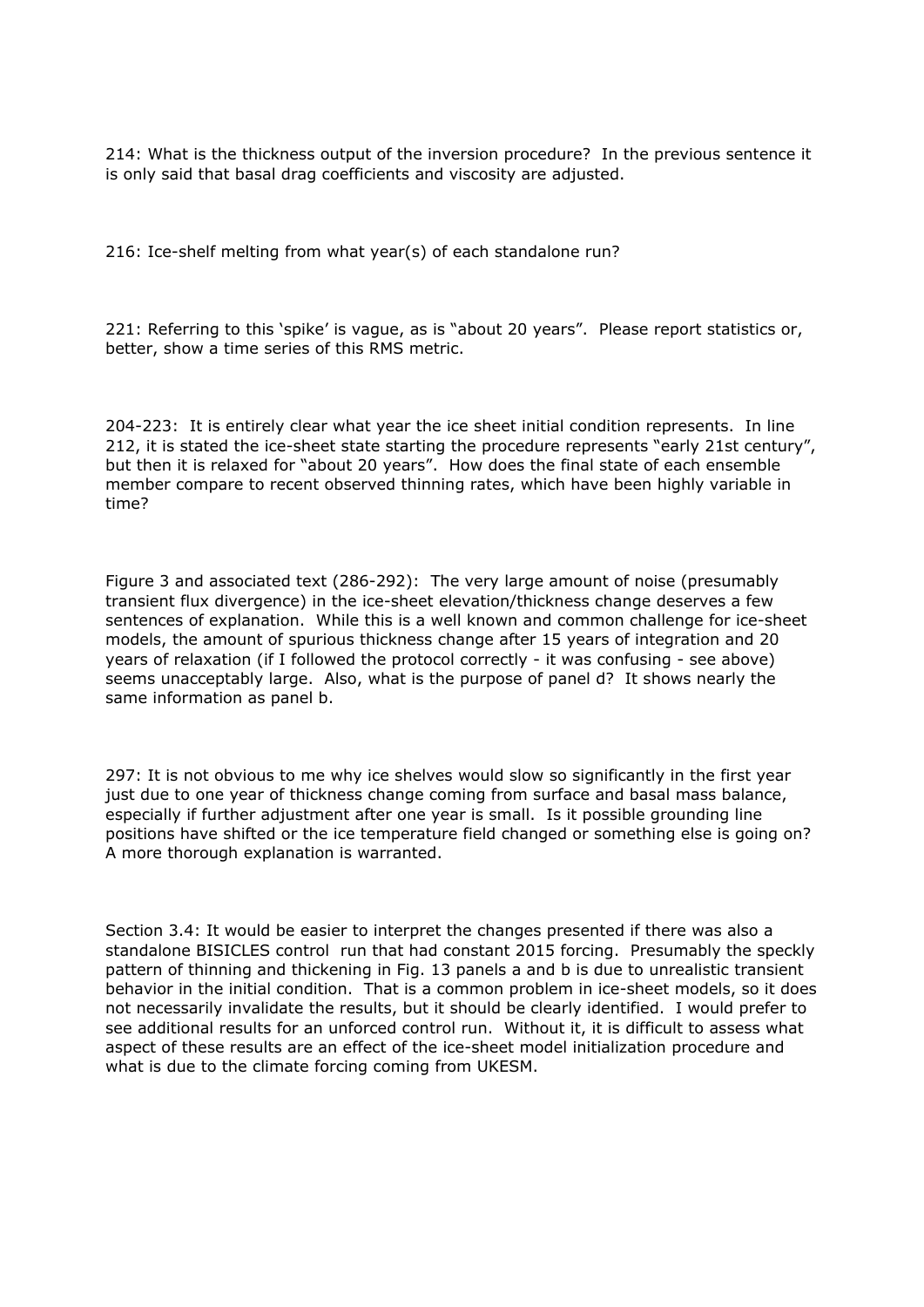214: What is the thickness output of the inversion procedure? In the previous sentence it is only said that basal drag coefficients and viscosity are adjusted.

216: Ice-shelf melting from what year(s) of each standalone run?

221: Referring to this 'spike' is vague, as is "about 20 years". Please report statistics or, better, show a time series of this RMS metric.

204-223: It is entirely clear what year the ice sheet initial condition represents. In line 212, it is stated the ice-sheet state starting the procedure represents "early 21st century", but then it is relaxed for "about 20 years". How does the final state of each ensemble member compare to recent observed thinning rates, which have been highly variable in time?

Figure 3 and associated text (286-292): The very large amount of noise (presumably transient flux divergence) in the ice-sheet elevation/thickness change deserves a few sentences of explanation. While this is a well known and common challenge for ice-sheet models, the amount of spurious thickness change after 15 years of integration and 20 years of relaxation (if I followed the protocol correctly - it was confusing - see above) seems unacceptably large. Also, what is the purpose of panel d? It shows nearly the same information as panel b.

297: It is not obvious to me why ice shelves would slow so significantly in the first year just due to one year of thickness change coming from surface and basal mass balance, especially if further adjustment after one year is small. Is it possible grounding line positions have shifted or the ice temperature field changed or something else is going on? A more thorough explanation is warranted.

Section 3.4: It would be easier to interpret the changes presented if there was also a standalone BISICLES control run that had constant 2015 forcing. Presumably the speckly pattern of thinning and thickening in Fig. 13 panels a and b is due to unrealistic transient behavior in the initial condition. That is a common problem in ice-sheet models, so it does not necessarily invalidate the results, but it should be clearly identified. I would prefer to see additional results for an unforced control run. Without it, it is difficult to assess what aspect of these results are an effect of the ice-sheet model initialization procedure and what is due to the climate forcing coming from UKESM.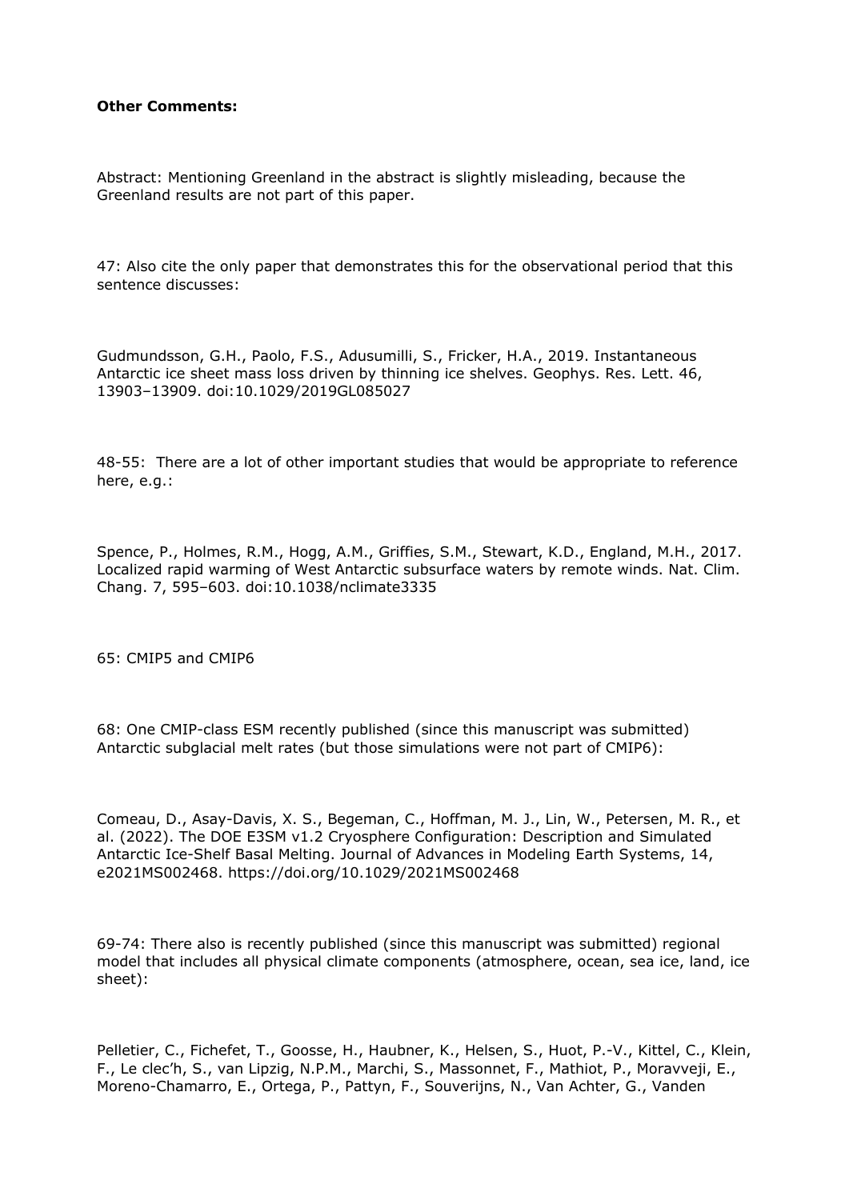**Other Comments:**

Abstract: Mentioning Greenland in the abstract is slightly misleading, because the Greenland results are not part of this paper.

47: Also cite the only paper that demonstrates this for the observational period that this sentence discusses:

Gudmundsson, G.H., Paolo, F.S., Adusumilli, S., Fricker, H.A., 2019. Instantaneous Antarctic ice sheet mass loss driven by thinning ice shelves. Geophys. Res. Lett. 46, 13903–13909. doi:10.1029/2019GL085027

48-55: There are a lot of other important studies that would be appropriate to reference here, e.g.:

Spence, P., Holmes, R.M., Hogg, A.M., Griffies, S.M., Stewart, K.D., England, M.H., 2017. Localized rapid warming of West Antarctic subsurface waters by remote winds. Nat. Clim. Chang. 7, 595–603. doi:10.1038/nclimate3335

65: CMIP5 and CMIP6

68: One CMIP-class ESM recently published (since this manuscript was submitted) Antarctic subglacial melt rates (but those simulations were not part of CMIP6):

Comeau, D., Asay-Davis, X. S., Begeman, C., Hoffman, M. J., Lin, W., Petersen, M. R., et al. (2022). The DOE E3SM v1.2 Cryosphere Configuration: Description and Simulated Antarctic Ice-Shelf Basal Melting. Journal of Advances in Modeling Earth Systems, 14, e2021MS002468. https://doi.org/10.1029/2021MS002468

69-74: There also is recently published (since this manuscript was submitted) regional model that includes all physical climate components (atmosphere, ocean, sea ice, land, ice sheet):

Pelletier, C., Fichefet, T., Goosse, H., Haubner, K., Helsen, S., Huot, P.-V., Kittel, C., Klein, F., Le clec'h, S., van Lipzig, N.P.M., Marchi, S., Massonnet, F., Mathiot, P., Moravveji, E., Moreno-Chamarro, E., Ortega, P., Pattyn, F., Souverijns, N., Van Achter, G., Vanden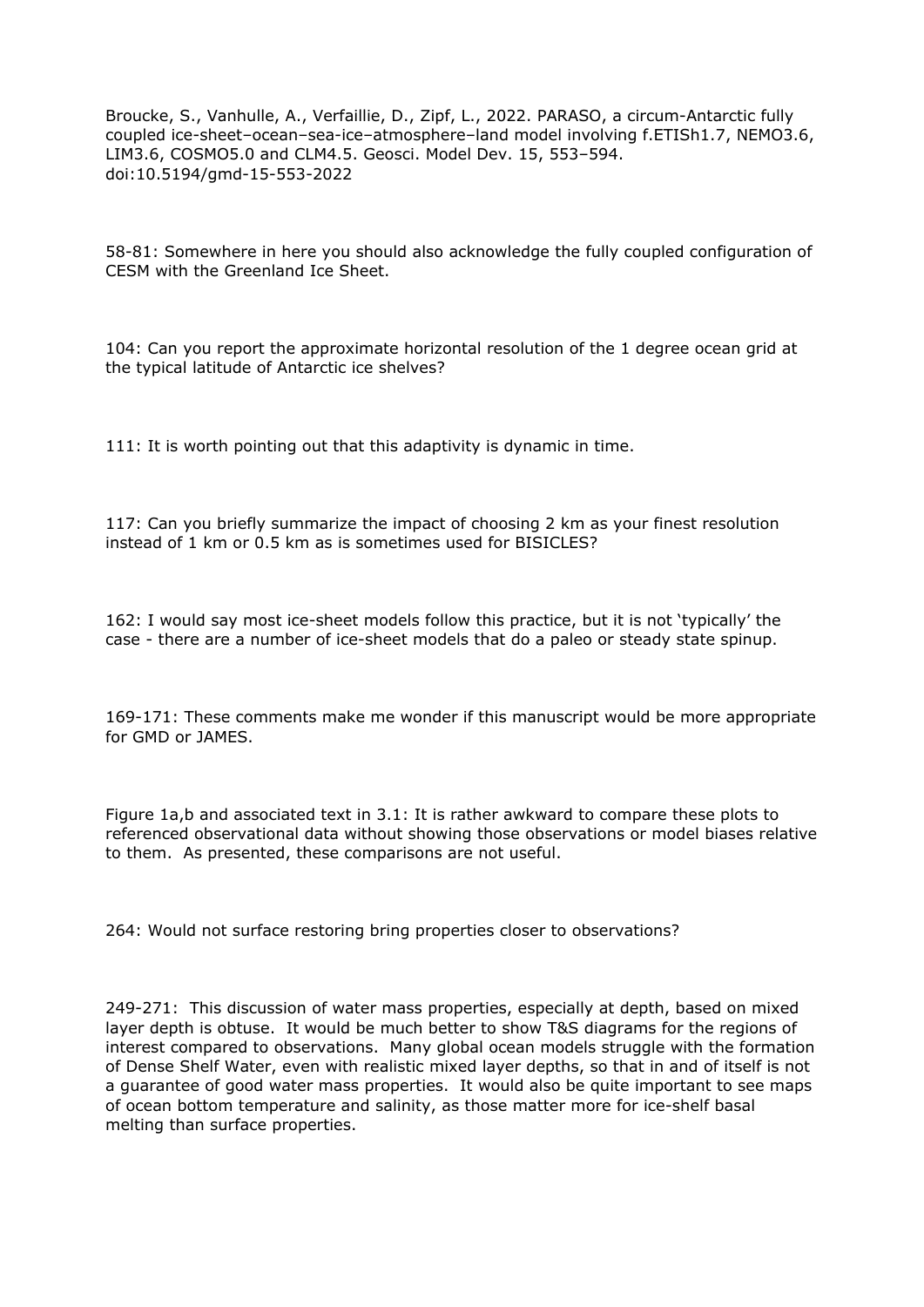Broucke, S., Vanhulle, A., Verfaillie, D., Zipf, L., 2022. PARASO, a circum-Antarctic fully coupled ice-sheet–ocean–sea-ice–atmosphere–land model involving f.ETISh1.7, NEMO3.6, LIM3.6, COSMO5.0 and CLM4.5. Geosci. Model Dev. 15, 553–594. doi:10.5194/gmd-15-553-2022

58-81: Somewhere in here you should also acknowledge the fully coupled configuration of CESM with the Greenland Ice Sheet.

104: Can you report the approximate horizontal resolution of the 1 degree ocean grid at the typical latitude of Antarctic ice shelves?

111: It is worth pointing out that this adaptivity is dynamic in time.

117: Can you briefly summarize the impact of choosing 2 km as your finest resolution instead of 1 km or 0.5 km as is sometimes used for BISICLES?

162: I would say most ice-sheet models follow this practice, but it is not 'typically' the case - there are a number of ice-sheet models that do a paleo or steady state spinup.

169-171: These comments make me wonder if this manuscript would be more appropriate for GMD or JAMES.

Figure 1a,b and associated text in 3.1: It is rather awkward to compare these plots to referenced observational data without showing those observations or model biases relative to them. As presented, these comparisons are not useful.

264: Would not surface restoring bring properties closer to observations?

249-271: This discussion of water mass properties, especially at depth, based on mixed layer depth is obtuse. It would be much better to show T&S diagrams for the regions of interest compared to observations. Many global ocean models struggle with the formation of Dense Shelf Water, even with realistic mixed layer depths, so that in and of itself is not a guarantee of good water mass properties. It would also be quite important to see maps of ocean bottom temperature and salinity, as those matter more for ice-shelf basal melting than surface properties.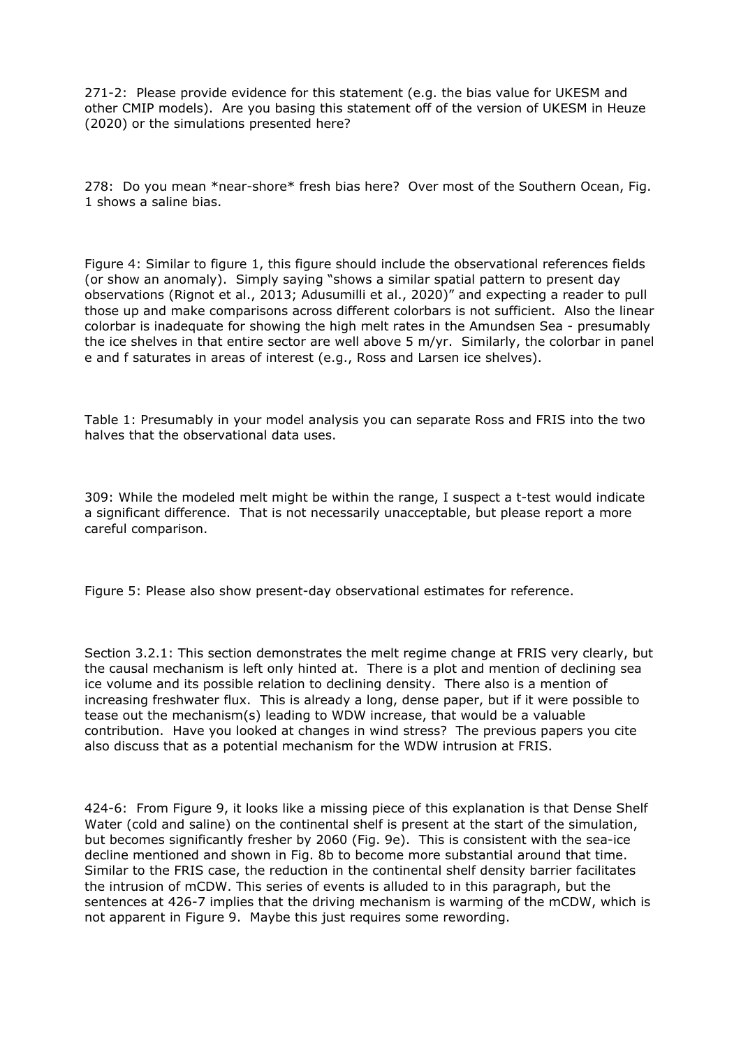271-2: Please provide evidence for this statement (e.g. the bias value for UKESM and other CMIP models). Are you basing this statement off of the version of UKESM in Heuze (2020) or the simulations presented here?

278: Do you mean *near-shore* fresh bias here? Over most of the Southern Ocean, Fig. 1 shows a saline bias.

Figure 4: Similar to figure 1, this figure should include the observational references fields (or show an anomaly). Simply saying "shows a similar spatial pattern to present day observations (Rignot et al., 2013; Adusumilli et al., 2020)" and expecting a reader to pull those up and make comparisons across different colorbars is not sufficient. Also the linear colorbar is inadequate for showing the high melt rates in the Amundsen Sea - presumably the ice shelves in that entire sector are well above 5 m/yr. Similarly, the colorbar in panel e and f saturates in areas of interest (e.g., Ross and Larsen ice shelves).

Table 1: Presumably in your model analysis you can separate Ross and FRIS into the two halves that the observational data uses.

309: While the modeled melt might be within the range, I suspect a t-test would indicate a significant difference. That is not necessarily unacceptable, but please report a more careful comparison.

Figure 5: Please also show present-day observational estimates for reference.

Section 3.2.1: This section demonstrates the melt regime change at FRIS very clearly, but the causal mechanism is left only hinted at. There is a plot and mention of declining sea ice volume and its possible relation to declining density. There also is a mention of increasing freshwater flux. This is already a long, dense paper, but if it were possible to tease out the mechanism(s) leading to WDW increase, that would be a valuable contribution. Have you looked at changes in wind stress? The previous papers you cite also discuss that as a potential mechanism for the WDW intrusion at FRIS.

424-6: From Figure 9, it looks like a missing piece of this explanation is that Dense Shelf Water (cold and saline) on the continental shelf is present at the start of the simulation, but becomes significantly fresher by 2060 (Fig. 9e). This is consistent with the sea-ice decline mentioned and shown in Fig. 8b to become more substantial around that time. Similar to the FRIS case, the reduction in the continental shelf density barrier facilitates the intrusion of mCDW. This series of events is alluded to in this paragraph, but the sentences at 426-7 implies that the driving mechanism is warming of the mCDW, which is not apparent in Figure 9. Maybe this just requires some rewording.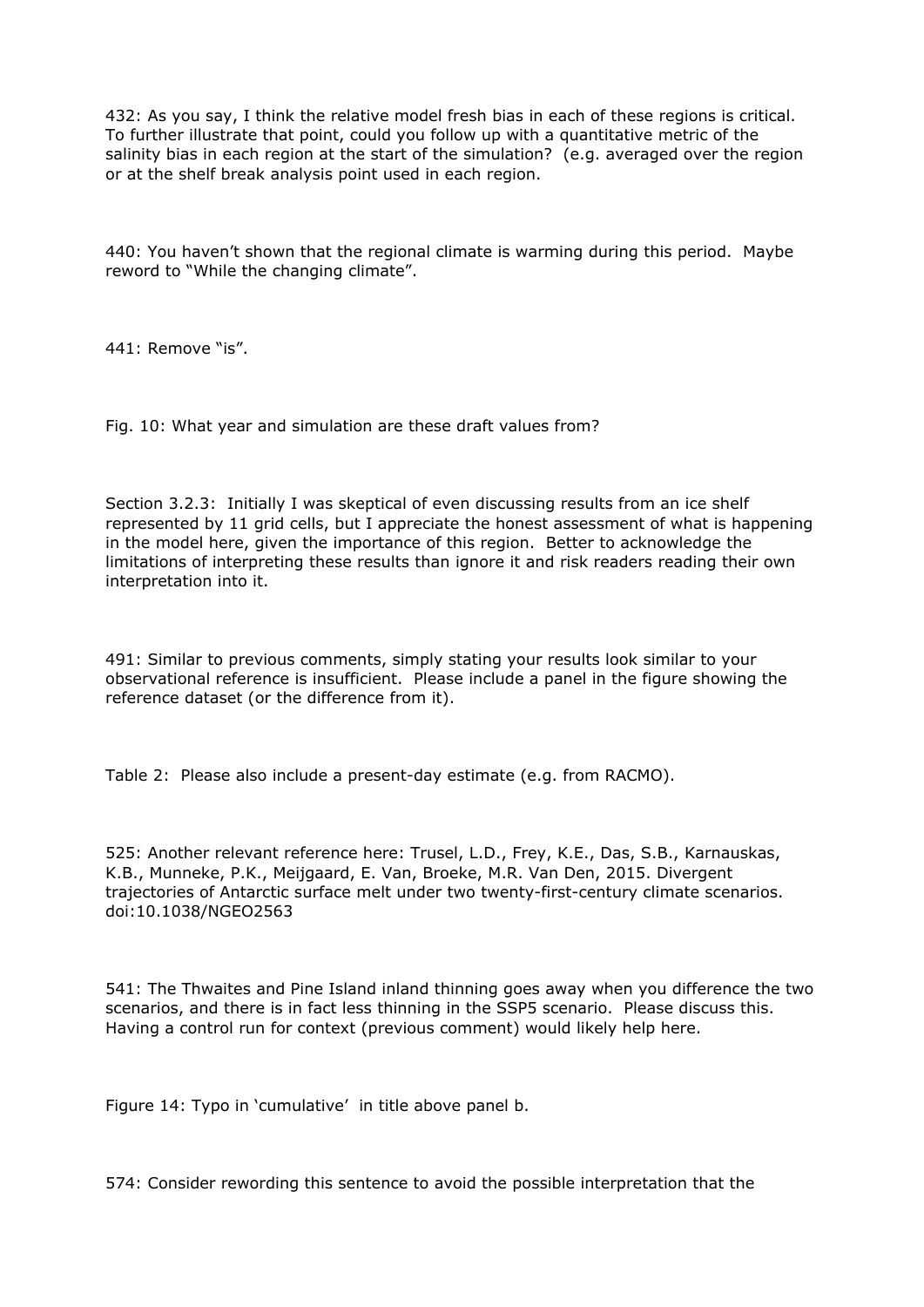432: As you say, I think the relative model fresh bias in each of these regions is critical. To further illustrate that point, could you follow up with a quantitative metric of the salinity bias in each region at the start of the simulation? (e.g. averaged over the region or at the shelf break analysis point used in each region.

440: You haven't shown that the regional climate is warming during this period. Maybe reword to "While the changing climate".

441: Remove "is".

Fig. 10: What year and simulation are these draft values from?

Section 3.2.3: Initially I was skeptical of even discussing results from an ice shelf represented by 11 grid cells, but I appreciate the honest assessment of what is happening in the model here, given the importance of this region. Better to acknowledge the limitations of interpreting these results than ignore it and risk readers reading their own interpretation into it.

491: Similar to previous comments, simply stating your results look similar to your observational reference is insufficient. Please include a panel in the figure showing the reference dataset (or the difference from it).

Table 2: Please also include a present-day estimate (e.g. from RACMO).

525: Another relevant reference here: Trusel, L.D., Frey, K.E., Das, S.B., Karnauskas, K.B., Munneke, P.K., Meijgaard, E. Van, Broeke, M.R. Van Den, 2015. Divergent trajectories of Antarctic surface melt under two twenty-first-century climate scenarios. doi:10.1038/NGEO2563

541: The Thwaites and Pine Island inland thinning goes away when you difference the two scenarios, and there is in fact less thinning in the SSP5 scenario. Please discuss this. Having a control run for context (previous comment) would likely help here.

Figure 14: Typo in 'cumulative' in title above panel b.

574: Consider rewording this sentence to avoid the possible interpretation that the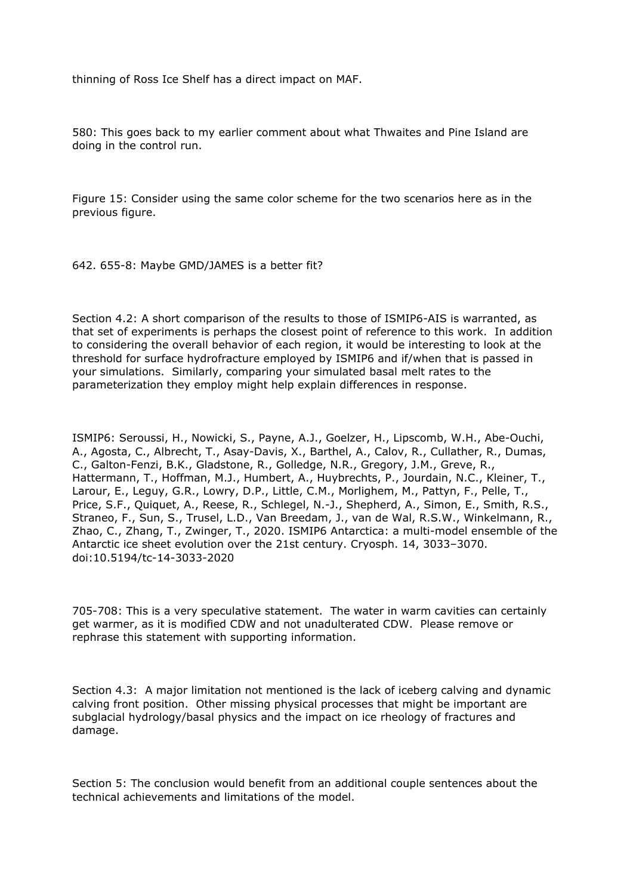thinning of Ross Ice Shelf has a direct impact on MAF.

580: This goes back to my earlier comment about what Thwaites and Pine Island are doing in the control run.

Figure 15: Consider using the same color scheme for the two scenarios here as in the previous figure.

642. 655-8: Maybe GMD/JAMES is a better fit?

Section 4.2: A short comparison of the results to those of ISMIP6-AIS is warranted, as that set of experiments is perhaps the closest point of reference to this work. In addition to considering the overall behavior of each region, it would be interesting to look at the threshold for surface hydrofracture employed by ISMIP6 and if/when that is passed in your simulations. Similarly, comparing your simulated basal melt rates to the parameterization they employ might help explain differences in response.

ISMIP6: Seroussi, H., Nowicki, S., Payne, A.J., Goelzer, H., Lipscomb, W.H., Abe-Ouchi, A., Agosta, C., Albrecht, T., Asay-Davis, X., Barthel, A., Calov, R., Cullather, R., Dumas, C., Galton-Fenzi, B.K., Gladstone, R., Golledge, N.R., Gregory, J.M., Greve, R., Hattermann, T., Hoffman, M.J., Humbert, A., Huybrechts, P., Jourdain, N.C., Kleiner, T., Larour, E., Leguy, G.R., Lowry, D.P., Little, C.M., Morlighem, M., Pattyn, F., Pelle, T., Price, S.F., Quiquet, A., Reese, R., Schlegel, N.-J., Shepherd, A., Simon, E., Smith, R.S., Straneo, F., Sun, S., Trusel, L.D., Van Breedam, J., van de Wal, R.S.W., Winkelmann, R., Zhao, C., Zhang, T., Zwinger, T., 2020. ISMIP6 Antarctica: a multi-model ensemble of the Antarctic ice sheet evolution over the 21st century. Cryosph. 14, 3033–3070. doi:10.5194/tc-14-3033-2020

705-708: This is a very speculative statement. The water in warm cavities can certainly get warmer, as it is modified CDW and not unadulterated CDW. Please remove or rephrase this statement with supporting information.

Section 4.3: A major limitation not mentioned is the lack of iceberg calving and dynamic calving front position. Other missing physical processes that might be important are subglacial hydrology/basal physics and the impact on ice rheology of fractures and damage.

Section 5: The conclusion would benefit from an additional couple sentences about the technical achievements and limitations of the model.